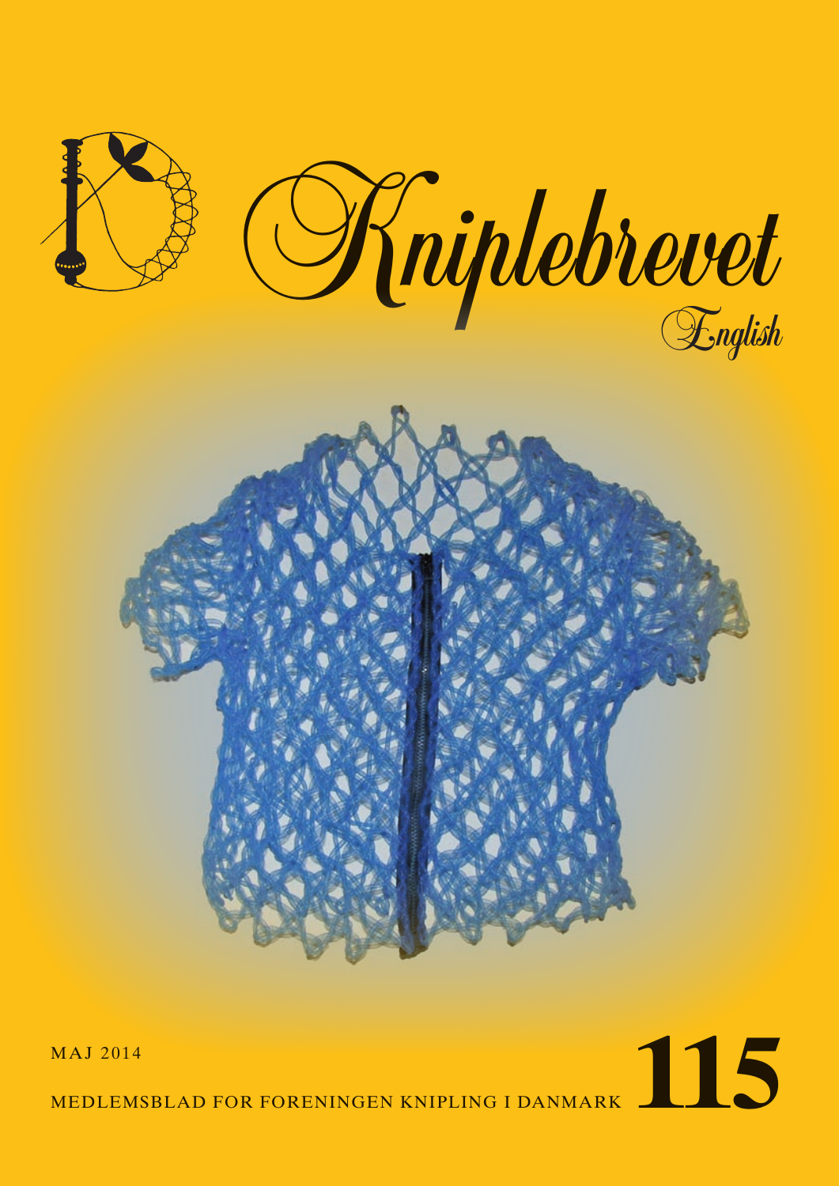# Kniplebrevet

English

MAJ 2014

MEDLEMSBLAD FOR FORENINGEN KNIPLING I DANMARK **115**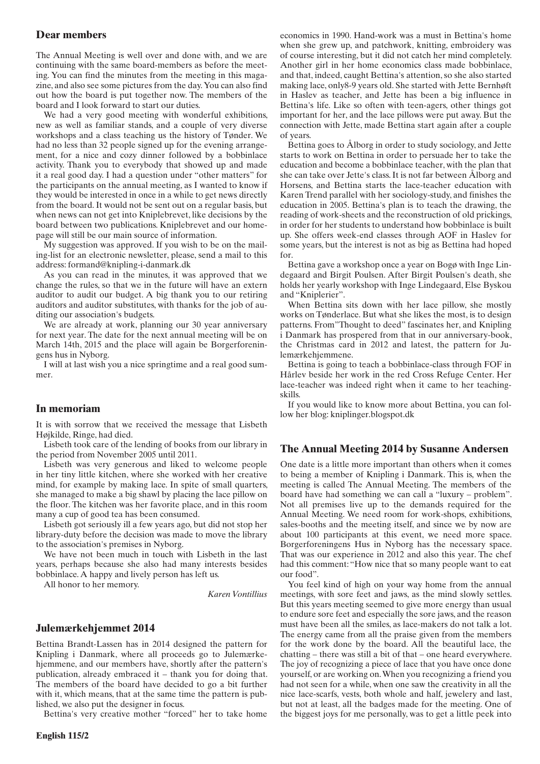## Dear members

The Annual Meeting is well over and done with, and we are continuing with the same board-members as before the meeting. You can find the minutes from the meeting in this magazine, and also see some pictures from the day. You can also find out how the board is put together now. The members of the board and I look forward to start our duties.

We had a very good meeting with wonderful exhibitions, new as well as familiar stands, and a couple of very diverse workshops and a class teaching us the history of Tønder. We had no less than 32 people signed up for the evening arrangement, for a nice and cozy dinner followed by a bobbinlace activity. Thank you to everybody that showed up and made it a real good day. I had a question under "other matters" for the participants on the annual meeting, as I wanted to know if they would be interested in once in a while to get news directly from the board. It would not be sent out on a regular basis, but when news can not get into Kniplebrevet, like decisions by the board between two publications. Kniplebrevet and our homepage will still be our main source of information.

My suggestion was approved. If you wish to be on the mailing-list for an electronic newsletter, please, send a mail to this address: formand@knipling-i-danmark.dk

As you can read in the minutes, it was approved that we change the rules, so that we in the future will have an extern auditor to audit our budget. A big thank you to our retiring auditors and auditor substitutes, with thanks for the job of auditing our association's budgets.

We are already at work, planning our 30 year anniversary for next year. The date for the next annual meeting will be on March 14th, 2015 and the place will again be Borgerforeningens hus in Nyborg.

I will at last wish you a nice springtime and a real good summer.

## In memoriam

It is with sorrow that we received the message that Lisbeth Højkilde, Ringe, had died.

Lisbeth took care of the lending of books from our library in the period from November 2005 until 2011.

Lisbeth was very generous and liked to welcome people in her tiny little kitchen, where she worked with her creative mind, for example by making lace. In spite of small quarters, she managed to make a big shawl by placing the lace pillow on the floor. The kitchen was her favorite place, and in this room many a cup of good tea has been consumed.

Lisbeth got seriously ill a few years ago, but did not stop her library-duty before the decision was made to move the library to the association's premises in Nyborg.

We have not been much in touch with Lisbeth in the last years, perhaps because she also had many interests besides bobbinlace. A happy and lively person has left us.

All honor to her memory.

*Karen Vontillius*

## Julemærkehjemmet 2014

Bettina Brandt-Lassen has in 2014 designed the pattern for Knipling i Danmark, where all proceeds go to Julemærkehjemmene, and our members have, shortly after the pattern's publication, already embraced it – thank you for doing that. The members of the board have decided to go a bit further with it, which means, that at the same time the pattern is published, we also put the designer in focus.

Bettina's very creative mother "forced" her to take home economics in 1990. Hand-work was a must in Bettina's home when she grew up, and patchwork, knitting, embroidery was of course interesting, but it did not catch her mind completely. Another girl in her home economics class made bobbinlace, and that, indeed, caught Bettina's attention, so she also started making lace, only8-9 years old. She started with Jette Bernhøft in Haslev as teacher, and Jette has been a big influence in Bettina's life. Like so often with teen-agers, other things got important for her, and the lace pillows were put away. But the connection with Jette, made Bettina start again after a couple of years.

Bettina goes to Ålborg in order to study sociology, and Jette starts to work on Bettina in order to persuade her to take the education and become a bobbinlace teacher, with the plan that she can take over Jette's class. It is not far between Ålborg and Horsens, and Bettina starts the lace-teacher education with Karen Trend parallel with her sociology-study, and finishes the education in 2005. Bettina's plan is to teach the drawing, the reading of work-sheets and the reconstruction of old prickings, in order for her students to understand how bobbinlace is built up. She offers week-end classes through AOF in Haslev for some years, but the interest is not as big as Bettina had hoped for.

Bettina gave a workshop once a year on Bogø with Inge Lindegaard and Birgit Poulsen. After Birgit Poulsen's death, she holds her yearly workshop with Inge Lindegaard, Else Byskou and "Kniplerier".

When Bettina sits down with her lace pillow, she mostly works on Tønderlace. But what she likes the most, is to design patterns. From"Thought to deed" fascinates her, and Knipling i Danmark has prospered from that in our anniversary-book, the Christmas card in 2012 and latest, the pattern for Julemærkehjemmene.

Bettina is going to teach a bobbinlace-class through FOF in Hårlev beside her work in the red Cross Refuge Center. Her lace-teacher was indeed right when it came to her teaching-skills.

If you would like to know more about Bettina, you can follow her blog: kniplinger.blogspot.dk

## The Annual Meeting 2014 by Susanne Andersen

One date is a little more important than others when it comes to being a member of Knipling i Danmark. This is, when the meeting is called The Annual Meeting. The members of the board have had something we can call a "luxury – problem". Not all premises live up to the demands required for the Annual Meeting. We need room for work-shops, exhibitions, sales-booths and the meeting itself, and since we by now are about 100 participants at this event, we need more space. Borgerforeningens Hus in Nyborg has the necessary space. That was our experience in 2012 and also this year. The chef had this comment: "How nice that so many people want to eat our food".

You feel kind of high on your way home from the annual meetings, with sore feet and jaws, as the mind slowly settles. But this years meeting seemed to give more energy than usual to endure sore feet and especially the sore jaws, and the reason must have been all the smiles, as lace-makers do not talk a lot. The energy came from all the praise given from the members for the work done by the board. All the beautiful lace, the chatting – there was still a bit of that – one heard everywhere. The joy of recognizing a piece of lace that you have once done yourself, or are working on. When you recognizing a friend you had not seen for a while, when one saw the creativity in all the nice lace-scarfs, vests, both whole and half, jewelery and last, but not at least, all the badges made for the meeting. One of the biggest joys for me personally, was to get a little peek into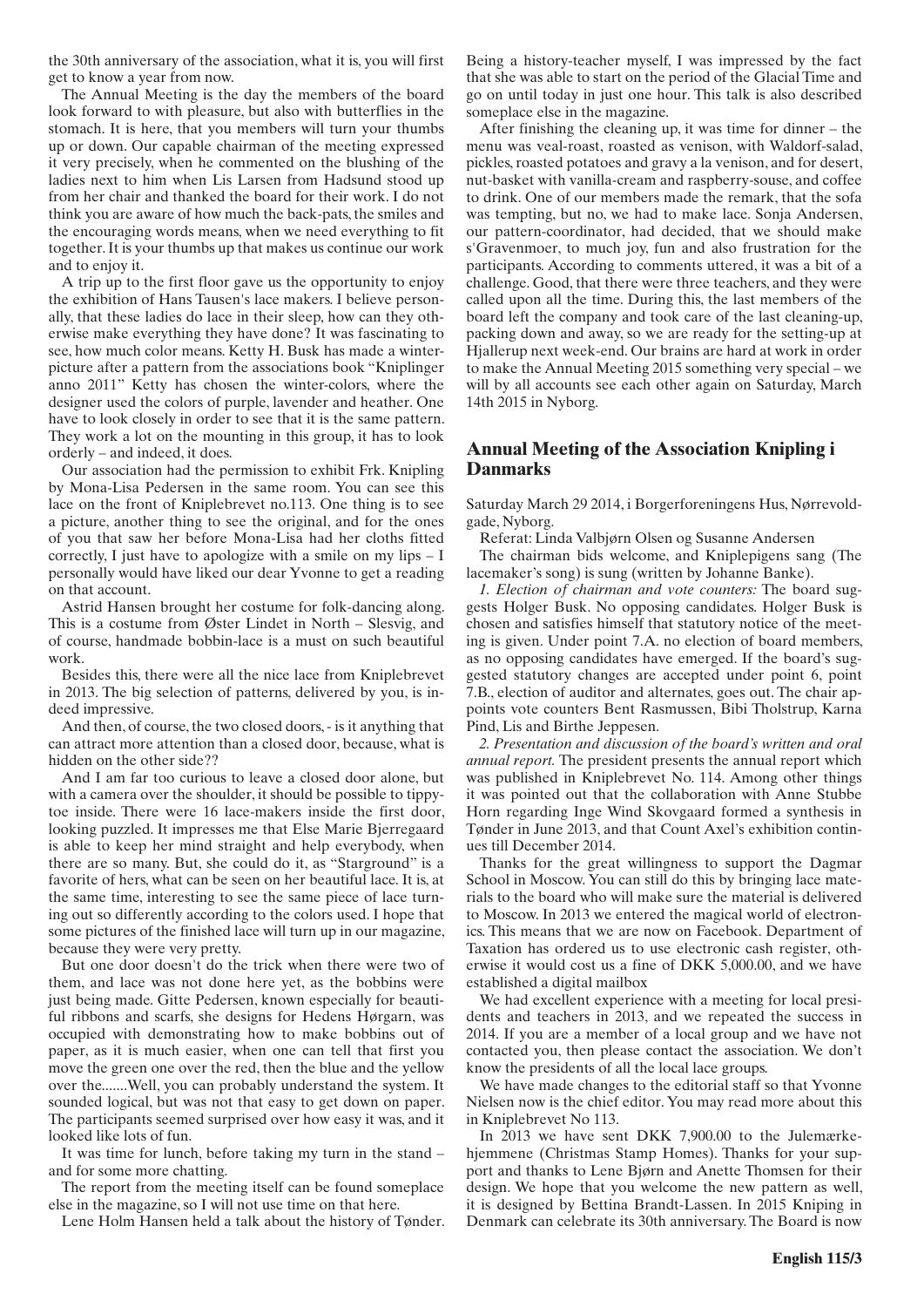the 30th anniversary of the association, what it is, you will first get to know a year from now.

The Annual Meeting is the day the members of the board look forward to with pleasure, but also with butterflies in the stomach. It is here, that you members will turn your thumbs up or down. Our capable chairman of the meeting expressed it very precisely, when he commented on the blushing of the ladies next to him when Lis Larsen from Hadsund stood up from her chair and thanked the board for their work. I do not think you are aware of how much the back-pats, the smiles and the encouraging words means, when we need everything to fit together. It is your thumbs up that makes us continue our work and to enjoy it.

A trip up to the first floor gave us the opportunity to enjoy the exhibition of Hans Tausen's lace makers. I believe personally, that these ladies do lace in their sleep, how can they otherwise make everything they have done? It was fascinating to see, how much color means. Ketty H. Busk has made a winter-picture after a pattern from the associations book "Kniplinger anno 2011" Ketty has chosen the winter-colors, where the designer used the colors of purple, lavender and heather. One have to look closely in order to see that it is the same pattern. They work a lot on the mounting in this group, it has to look orderly – and indeed, it does.

Our association had the permission to exhibit Frk. Knipling by Mona-Lisa Pedersen in the same room. You can see this lace on the front of Kniplebrevet no.113. One thing is to see a picture, another thing to see the original, and for the ones of you that saw her before Mona-Lisa had her cloths fitted correctly, I just have to apologize with a smile on my lips – I personally would have liked our dear Yvonne to get a reading on that account.

Astrid Hansen brought her costume for folk-dancing along. This is a costume from Øster Lindet in North – Slesvig, and of course, handmade bobbin-lace is a must on such beautiful work.

Besides this, there were all the nice lace from Kniplebrevet in 2013. The big selection of patterns, delivered by you, is indeed impressive.

And then, of course, the two closed doors, - is it anything that can attract more attention than a closed door, because, what is hidden on the other side??

And I am far too curious to leave a closed door alone, but with a camera over the shoulder, it should be possible to tippy-toe inside. There were 16 lace-makers inside the first door, looking puzzled. It impresses me that Else Marie Bjerregaard is able to keep her mind straight and help everybody, when there are so many. But, she could do it, as "Starground" is a favorite of hers, what can be seen on her beautiful lace. It is, at the same time, interesting to see the same piece of lace turning out so differently according to the colors used. I hope that some pictures of the finished lace will turn up in our magazine, because they were very pretty.

But one door doesn't do the trick when there were two of them, and lace was not done here yet, as the bobbins were just being made. Gitte Pedersen, known especially for beautiful ribbons and scarfs, she designs for Hedens Hørgarn, was occupied with demonstrating how to make bobbins out of paper, as it is much easier, when one can tell that first you move the green one over the red, then the blue and the yellow over the.......Well, you can probably understand the system. It sounded logical, but was not that easy to get down on paper. The participants seemed surprised over how easy it was, and it looked like lots of fun.

It was time for lunch, before taking my turn in the stand – and for some more chatting.

The report from the meeting itself can be found someplace else in the magazine, so I will not use time on that here.

Lene Holm Hansen held a talk about the history of Tønder. Being a history-teacher myself, I was impressed by the fact that she was able to start on the period of the Glacial Time and go on until today in just one hour. This talk is also described someplace else in the magazine.

After finishing the cleaning up, it was time for dinner – the menu was veal-roast, roasted as venison, with Waldorf-salad, pickles, roasted potatoes and gravy a la venison, and for desert, nut-basket with vanilla-cream and raspberry-souse, and coffee to drink. One of our members made the remark, that the sofa was tempting, but no, we had to make lace. Sonja Andersen, our pattern-coordinator, had decided, that we should make s'Gravenmoer, to much joy, fun and also frustration for the participants. According to comments uttered, it was a bit of a challenge. Good, that there were three teachers, and they were called upon all the time. During this, the last members of the board left the company and took care of the last cleaning-up, packing down and away, so we are ready for the setting-up at Hjallerup next week-end. Our brains are hard at work in order to make the Annual Meeting 2015 something very special – we will by all accounts see each other again on Saturday, March 14th 2015 in Nyborg.

## Annual Meeting of the Association Knipling i Danmarks

Saturday March 29 2014, i Borgerforeningens Hus, Nørrevoldgade, Nyborg.

Referat: Linda Valbjørn Olsen og Susanne Andersen

The chairman bids welcome, and Kniplepigens sang (The lacemaker's song) is sung (written by Johanne Banke).

*1. Election of chairman and vote counters:* The board suggests Holger Busk. No opposing candidates. Holger Busk is chosen and satisfies himself that statutory notice of the meeting is given. Under point 7.A. no election of board members, as no opposing candidates have emerged. If the board's suggested statutory changes are accepted under point 6, point 7.B., election of auditor and alternates, goes out. The chair appoints vote counters Bent Rasmussen, Bibi Tholstrup, Karna Pind, Lis and Birthe Jeppesen.

*2. Presentation and discussion of the board's written and oral annual report.* The president presents the annual report which was published in Kniplebrevet No. 114. Among other things it was pointed out that the collaboration with Anne Stubbe Horn regarding Inge Wind Skovgaard formed a synthesis in Tønder in June 2013, and that Count Axel's exhibition continues till December 2014.

Thanks for the great willingness to support the Dagmar School in Moscow. You can still do this by bringing lace materials to the board who will make sure the material is delivered to Moscow. In 2013 we entered the magical world of electronics. This means that we are now on Facebook. Department of Taxation has ordered us to use electronic cash register, otherwise it would cost us a fine of DKK 5,000.00, and we have established a digital mailbox

We had excellent experience with a meeting for local presidents and teachers in 2013, and we repeated the success in 2014. If you are a member of a local group and we have not contacted you, then please contact the association. We don't know the presidents of all the local lace groups.

We have made changes to the editorial staff so that Yvonne Nielsen now is the chief editor. You may read more about this in Kniplebrevet No 113.

In 2013 we have sent DKK 7,900.00 to the Julemærkehjemmene (Christmas Stamp Homes). Thanks for your support and thanks to Lene Bjørn and Anette Thomsen for their design. We hope that you welcome the new pattern as well, it is designed by Bettina Brandt-Lassen. In 2015 Kniping in Denmark can celebrate its 30th anniversary. The Board is now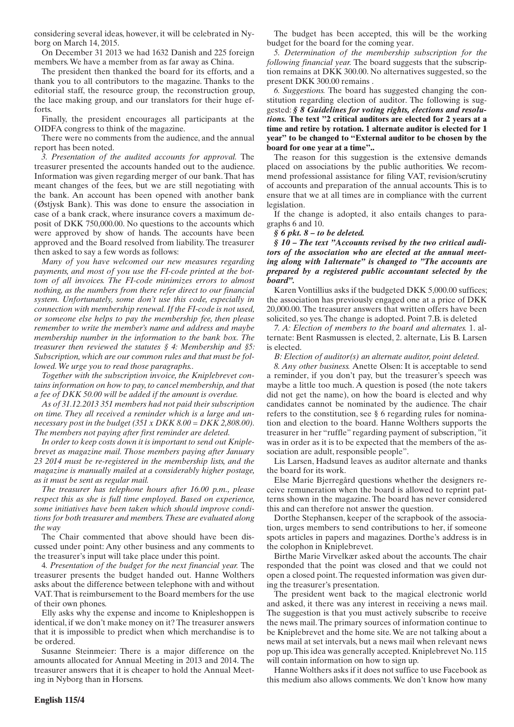considering several ideas, however, it will be celebrated in Nyborg on March 14, 2015.

On December 31 2013 we had 1632 Danish and 225 foreign members. We have a member from as far away as China.

The president then thanked the board for its efforts, and a thank you to all contributors to the magazine. Thanks to the editorial staff, the resource group, the reconstruction group, the lace making group, and our translators for their huge efforts.

Finally, the president encourages all participants at the OIDFA congress to think of the magazine.

There were no comments from the audience, and the annual report has been noted.

*3. Presentation of the audited accounts for approval.* The treasurer presented the accounts handed out to the audience. Information was given regarding merger of our bank. That has meant changes of the fees, but we are still negotiating with the bank. An account has been opened with another bank (Østjysk Bank). This was done to ensure the association in case of a bank crack, where insurance covers a maximum deposit of DKK 750,000.00. No questions to the accounts which were approved by show of hands. The accounts have been approved and the Board resolved from liability. The treasurer then asked to say a few words as follows:

*Many of you have welcomed our new measures regarding payments, and most of you use the FI-code printed at the bottom of all invoices. The FI-code minimizes errors to almost nothing, as the numbers from there refer direct to our financial system. Unfortunately, some don't use this code, especially in connection with membership renewal. If the FI-code is not used, or someone else helps to pay the membership fee, then please remember to write the member's name and address and maybe membership number in the information to the bank box. The treasurer then reviewed the statutes § 4: Membership and §5: Subscription, which are our common rules and that must be followed. We urge you to read those paragraphs..*

*Together with the subscription invoice, the Kniplebrevet contains information on how to pay, to cancel membership, and that a fee of DKK 50.00 will be added if the amount is overdue.*

*As of 31.12.2013 351 members had not paid their subscription on time. They all received a reminder which is a large and unnecessary post in the budget (351 x DKK 8.00 = DKK 2,808.00). The members not paying after first reminder are deleted.*

*In order to keep costs down it is important to send out Kniplebrevet as magazine mail. Those members paying after January 23 2014 must be re-registered in the membership lists, and the magazine is manually mailed at a considerably higher postage, as it must be sent as regular mail.*

*The treasurer has telephone hours after 16.00 p.m., please respect this as she is full time employed. Based on experience, some initiatives have been taken which should improve conditions for both treasurer and members. These are evaluated along the way*

The Chair commented that above should have been discussed under point: Any other business and any comments to the treasurer's input will take place under this point.

4*. Presentation of the budget for the next financial year.* The treasurer presents the budget handed out. Hanne Wolthers asks about the difference between telephone with and without VAT. That is reimbursement to the Board members for the use of their own phones.

Elly asks why the expense and income to Knipleshoppen is identical, if we don't make money on it? The treasurer answers that it is impossible to predict when which merchandise is to be ordered.

Susanne Steinmeier: There is a major difference on the amounts allocated for Annual Meeting in 2013 and 2014. The treasurer answers that it is cheaper to hold the Annual Meeting in Nyborg than in Horsens.

The budget has been accepted, this will be the working budget for the board for the coming year.

*5. Determination of the membership subscription for the following financial year.* The board suggests that the subscription remains at DKK 300.00. No alternatives suggested, so the present DKK 300.00 remains .

*6. Suggestions.* The board has suggested changing the constitution regarding election of auditor. The following is suggested: ***§ 8 Guidelines for voting rights, elections and resolutions.* The text "2 critical auditors are elected for 2 years at a time and retire by rotation. 1 alternate auditor is elected for 1 year" to be changed to "External auditor to be chosen by the board for one year at a time"..**

The reason for this suggestion is the extensive demands placed on associations by the public authorities. We recommend professional assistance for filing VAT, revision/scrutiny of accounts and preparation of the annual accounts. This is to ensure that we at all times are in compliance with the current legislation.

If the change is adopted, it also entails changes to paragraphs 6 and 10.

***§ 6 pkt. 8 – to be deleted.***

***§ 10 – The text "Accounts revised by the two critical auditors of the association who are elected at the annual meeting along with 1alternate" is changed to "The accounts are prepared by a registered public accountant selected by the board".***

Karen Vontillius asks if the budgeted DKK 5,000.00 suffices; the association has previously engaged one at a price of DKK 20,000.00. The treasurer answers that written offers have been solicited, so yes. The change is adopted. Point 7.B. is deleted

*7. A: Election of members to the board and alternates.* 1. alternate: Bent Rasmussen is elected, 2. alternate, Lis B. Larsen is elected.

*B: Election of auditor(s) an alternate auditor, point deleted.*

*8. Any other business.* Anette Olsen: It is acceptable to send a reminder, if you don't pay, but the treasurer's speech was maybe a little too much. A question is posed (the note takers did not get the name), on how the board is elected and why candidates cannot be nominated by the audience. The chair refers to the constitution, see § 6 regarding rules for nomination and election to the board. Hanne Wolthers supports the treasurer in her "ruffle" regarding payment of subscription, "it was in order as it is to be expected that the members of the association are adult, responsible people".

Lis Larsen, Hadsund leaves as auditor alternate and thanks the board for its work.

Else Marie Bjerregård questions whether the designers receive remuneration when the board is allowed to reprint patterns shown in the magazine. The board has never considered this and can therefore not answer the question.

Dorthe Stephansen, keeper of the scrapbook of the association, urges members to send contributions to her, if someone spots articles in papers and magazines. Dorthe's address is in the colophon in Kniplebrevet.

Birthe Marie Virvelkær asked about the accounts. The chair responded that the point was closed and that we could not open a closed point. The requested information was given during the treasurer's presentation.

The president went back to the magical electronic world and asked, it there was any interest in receiving a news mail. The suggestion is that you must actively subscribe to receive the news mail. The primary sources of information continue to be Kniplebrevet and the home site. We are not talking about a news mail at set intervals, but a news mail when relevant news pop up. This idea was generally accepted. Kniplebrevet No. 115 will contain information on how to sign up.

Hanne Wolthers asks if it does not suffice to use Facebook as this medium also allows comments. We don't know how many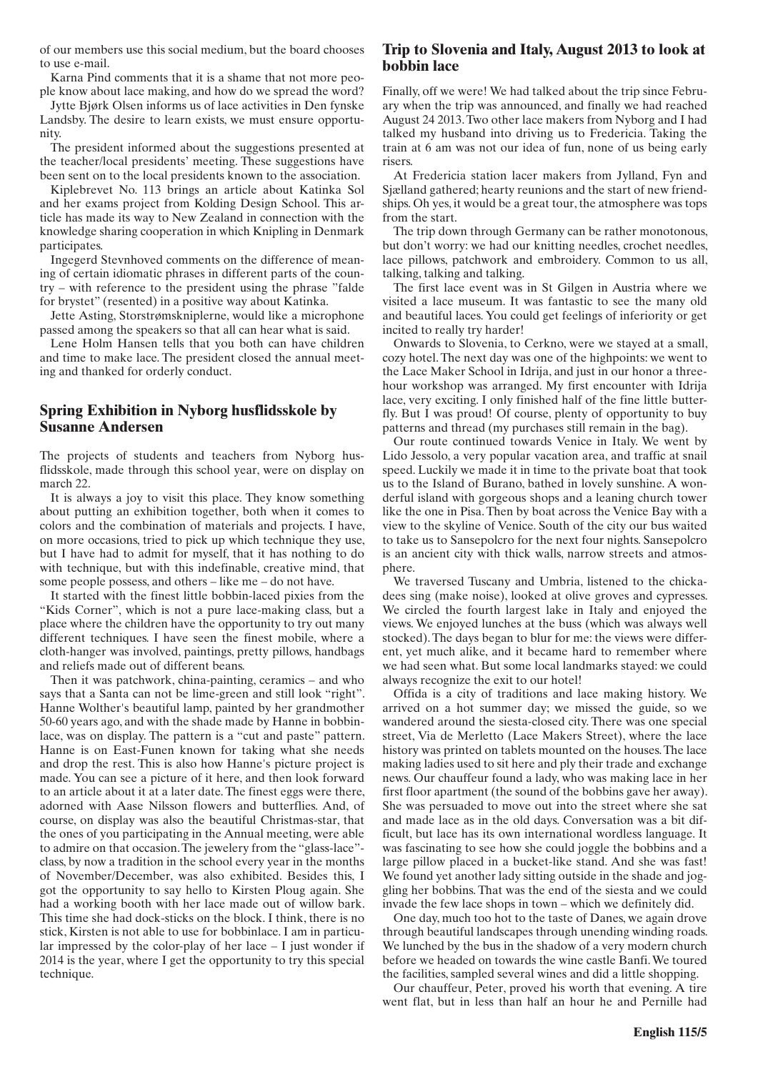of our members use this social medium, but the board chooses to use e-mail.

Karna Pind comments that it is a shame that not more people know about lace making, and how do we spread the word?

Jytte Bjørk Olsen informs us of lace activities in Den fynske Landsby. The desire to learn exists, we must ensure opportunity.

The president informed about the suggestions presented at the teacher/local presidents' meeting. These suggestions have been sent on to the local presidents known to the association.

Kiplebrevet No. 113 brings an article about Katinka Sol and her exams project from Kolding Design School. This article has made its way to New Zealand in connection with the knowledge sharing cooperation in which Knipling in Denmark participates.

Ingegerd Stevnhoved comments on the difference of meaning of certain idiomatic phrases in different parts of the country – with reference to the president using the phrase "falde for brystet" (resented) in a positive way about Katinka.

Jette Asting, Storstrømskniplerne, would like a microphone passed among the speakers so that all can hear what is said.

Lene Holm Hansen tells that you both can have children and time to make lace. The president closed the annual meeting and thanked for orderly conduct.

## Spring Exhibition in Nyborg husflidsskole by Susanne Andersen

The projects of students and teachers from Nyborg husflidsskole, made through this school year, were on display on march 22.

It is always a joy to visit this place. They know something about putting an exhibition together, both when it comes to colors and the combination of materials and projects. I have, on more occasions, tried to pick up which technique they use, but I have had to admit for myself, that it has nothing to do with technique, but with this indefinable, creative mind, that some people possess, and others – like me – do not have.

It started with the finest little bobbin-laced pixies from the "Kids Corner", which is not a pure lace-making class, but a place where the children have the opportunity to try out many different techniques. I have seen the finest mobile, where a cloth-hanger was involved, paintings, pretty pillows, handbags and reliefs made out of different beans.

Then it was patchwork, china-painting, ceramics – and who says that a Santa can not be lime-green and still look "right". Hanne Wolther's beautiful lamp, painted by her grandmother 50-60 years ago, and with the shade made by Hanne in bobbin-lace, was on display. The pattern is a "cut and paste" pattern. Hanne is on East-Funen known for taking what she needs and drop the rest. This is also how Hanne's picture project is made. You can see a picture of it here, and then look forward to an article about it at a later date. The finest eggs were there, adorned with Aase Nilsson flowers and butterflies. And, of course, on display was also the beautiful Christmas-star, that the ones of you participating in the Annual meeting, were able to admire on that occasion. The jewelery from the "glass-lace"-class, by now a tradition in the school every year in the months of November/December, was also exhibited. Besides this, I got the opportunity to say hello to Kirsten Ploug again. She had a working booth with her lace made out of willow bark. This time she had dock-sticks on the block. I think, there is no stick, Kirsten is not able to use for bobbinlace. I am in particular impressed by the color-play of her lace – I just wonder if 2014 is the year, where I get the opportunity to try this special technique.

## Trip to Slovenia and Italy, August 2013 to look at bobbin lace

Finally, off we were! We had talked about the trip since February when the trip was announced, and finally we had reached August 24 2013. Two other lace makers from Nyborg and I had talked my husband into driving us to Fredericia. Taking the train at 6 am was not our idea of fun, none of us being early risers.

At Fredericia station lacer makers from Jylland, Fyn and Sjælland gathered; hearty reunions and the start of new friendships. Oh yes, it would be a great tour, the atmosphere was tops from the start.

The trip down through Germany can be rather monotonous, but don't worry: we had our knitting needles, crochet needles, lace pillows, patchwork and embroidery. Common to us all, talking, talking and talking.

The first lace event was in St Gilgen in Austria where we visited a lace museum. It was fantastic to see the many old and beautiful laces. You could get feelings of inferiority or get incited to really try harder!

Onwards to Slovenia, to Cerkno, were we stayed at a small, cozy hotel. The next day was one of the highpoints: we went to the Lace Maker School in Idrija, and just in our honor a three-hour workshop was arranged. My first encounter with Idrija lace, very exciting. I only finished half of the fine little butterfly. But I was proud! Of course, plenty of opportunity to buy patterns and thread (my purchases still remain in the bag).

Our route continued towards Venice in Italy. We went by Lido Jessolo, a very popular vacation area, and traffic at snail speed. Luckily we made it in time to the private boat that took us to the Island of Burano, bathed in lovely sunshine. A wonderful island with gorgeous shops and a leaning church tower like the one in Pisa. Then by boat across the Venice Bay with a view to the skyline of Venice. South of the city our bus waited to take us to Sansepolcro for the next four nights. Sansepolcro is an ancient city with thick walls, narrow streets and atmosphere.

We traversed Tuscany and Umbria, listened to the chickadees sing (make noise), looked at olive groves and cypresses. We circled the fourth largest lake in Italy and enjoyed the views. We enjoyed lunches at the buss (which was always well stocked). The days began to blur for me: the views were different, yet much alike, and it became hard to remember where we had seen what. But some local landmarks stayed: we could always recognize the exit to our hotel!

Offida is a city of traditions and lace making history. We arrived on a hot summer day; we missed the guide, so we wandered around the siesta-closed city. There was one special street, Via de Merletto (Lace Makers Street), where the lace history was printed on tablets mounted on the houses. The lace making ladies used to sit here and ply their trade and exchange news. Our chauffeur found a lady, who was making lace in her first floor apartment (the sound of the bobbins gave her away). She was persuaded to move out into the street where she sat and made lace as in the old days. Conversation was a bit difficult, but lace has its own international wordless language. It was fascinating to see how she could joggle the bobbins and a large pillow placed in a bucket-like stand. And she was fast! We found yet another lady sitting outside in the shade and joggling her bobbins. That was the end of the siesta and we could invade the few lace shops in town – which we definitely did.

One day, much too hot to the taste of Danes, we again drove through beautiful landscapes through unending winding roads. We lunched by the bus in the shadow of a very modern church before we headed on towards the wine castle Banfi. We toured the facilities, sampled several wines and did a little shopping.

Our chauffeur, Peter, proved his worth that evening. A tire went flat, but in less than half an hour he and Pernille had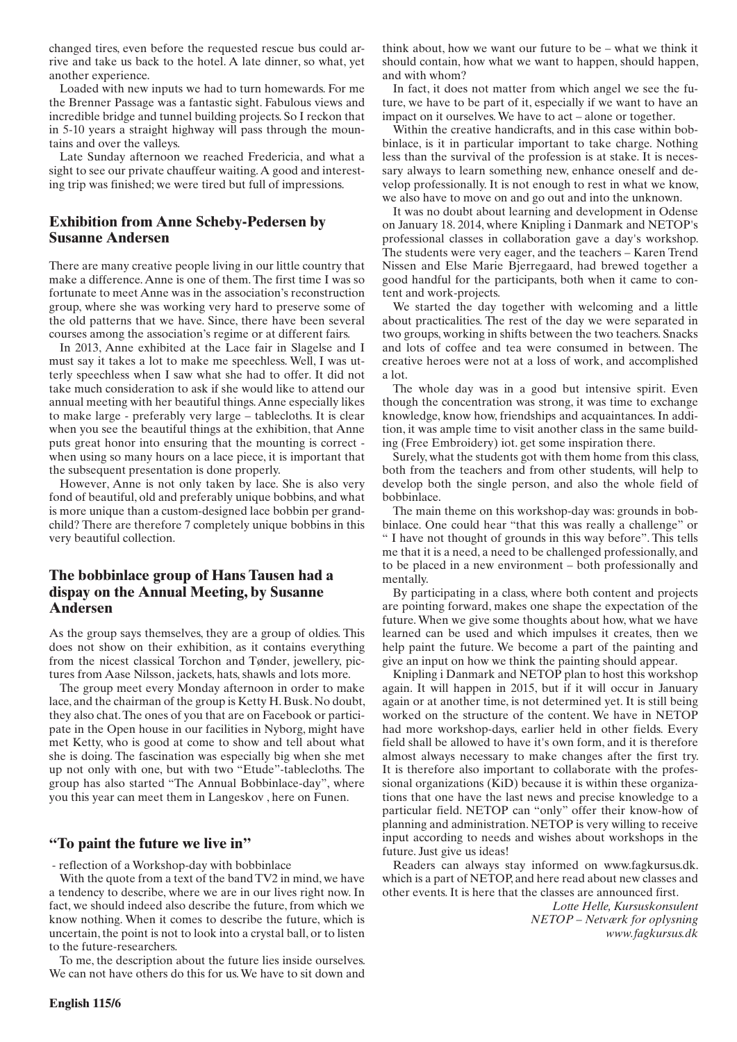changed tires, even before the requested rescue bus could arrive and take us back to the hotel. A late dinner, so what, yet another experience.

Loaded with new inputs we had to turn homewards. For me the Brenner Passage was a fantastic sight. Fabulous views and incredible bridge and tunnel building projects. So I reckon that in 5-10 years a straight highway will pass through the mountains and over the valleys.

Late Sunday afternoon we reached Fredericia, and what a sight to see our private chauffeur waiting. A good and interesting trip was finished; we were tired but full of impressions.

## Exhibition from Anne Scheby-Pedersen by Susanne Andersen

There are many creative people living in our little country that make a difference. Anne is one of them. The first time I was so fortunate to meet Anne was in the association's reconstruction group, where she was working very hard to preserve some of the old patterns that we have. Since, there have been several courses among the association's regime or at different fairs.

In 2013, Anne exhibited at the Lace fair in Slagelse and I must say it takes a lot to make me speechless. Well, I was utterly speechless when I saw what she had to offer. It did not take much consideration to ask if she would like to attend our annual meeting with her beautiful things. Anne especially likes to make large - preferably very large – tablecloths. It is clear when you see the beautiful things at the exhibition, that Anne puts great honor into ensuring that the mounting is correct - when using so many hours on a lace piece, it is important that the subsequent presentation is done properly.

However, Anne is not only taken by lace. She is also very fond of beautiful, old and preferably unique bobbins, and what is more unique than a custom-designed lace bobbin per grandchild? There are therefore 7 completely unique bobbins in this very beautiful collection.

## The bobbinlace group of Hans Tausen had a dispay on the Annual Meeting, by Susanne Andersen

As the group says themselves, they are a group of oldies. This does not show on their exhibition, as it contains everything from the nicest classical Torchon and Tønder, jewellery, pictures from Aase Nilsson, jackets, hats, shawls and lots more.

The group meet every Monday afternoon in order to make lace, and the chairman of the group is Ketty H. Busk. No doubt, they also chat. The ones of you that are on Facebook or participate in the Open house in our facilities in Nyborg, might have met Ketty, who is good at come to show and tell about what she is doing. The fascination was especially big when she met up not only with one, but with two "Etude"-tablecloths. The group has also started "The Annual Bobbinlace-day", where you this year can meet them in Langeskov , here on Funen.

## "To paint the future we live in"

- reflection of a Workshop-day with bobbinlace

With the quote from a text of the band TV2 in mind, we have a tendency to describe, where we are in our lives right now. In fact, we should indeed also describe the future, from which we know nothing. When it comes to describe the future, which is uncertain, the point is not to look into a crystal ball, or to listen to the future-researchers.

To me, the description about the future lies inside ourselves. We can not have others do this for us. We have to sit down and think about, how we want our future to be – what we think it should contain, how what we want to happen, should happen, and with whom?

In fact, it does not matter from which angel we see the future, we have to be part of it, especially if we want to have an impact on it ourselves. We have to act – alone or together.

Within the creative handicrafts, and in this case within bobbinlace, is it in particular important to take charge. Nothing less than the survival of the profession is at stake. It is necessary always to learn something new, enhance oneself and develop professionally. It is not enough to rest in what we know, we also have to move on and go out and into the unknown.

It was no doubt about learning and development in Odense on January 18. 2014, where Knipling i Danmark and NETOP's professional classes in collaboration gave a day's workshop. The students were very eager, and the teachers – Karen Trend Nissen and Else Marie Bjerregaard, had brewed together a good handful for the participants, both when it came to content and work-projects.

We started the day together with welcoming and a little about practicalities. The rest of the day we were separated in two groups, working in shifts between the two teachers. Snacks and lots of coffee and tea were consumed in between. The creative heroes were not at a loss of work, and accomplished a lot.

The whole day was in a good but intensive spirit. Even though the concentration was strong, it was time to exchange knowledge, know how, friendships and acquaintances. In addition, it was ample time to visit another class in the same building (Free Embroidery) iot. get some inspiration there.

Surely, what the students got with them home from this class, both from the teachers and from other students, will help to develop both the single person, and also the whole field of bobbinlace.

The main theme on this workshop-day was: grounds in bobbinlace. One could hear "that this was really a challenge" or " I have not thought of grounds in this way before". This tells me that it is a need, a need to be challenged professionally, and to be placed in a new environment – both professionally and mentally.

By participating in a class, where both content and projects are pointing forward, makes one shape the expectation of the future. When we give some thoughts about how, what we have learned can be used and which impulses it creates, then we help paint the future. We become a part of the painting and give an input on how we think the painting should appear.

Knipling i Danmark and NETOP plan to host this workshop again. It will happen in 2015, but if it will occur in January again or at another time, is not determined yet. It is still being worked on the structure of the content. We have in NETOP had more workshop-days, earlier held in other fields. Every field shall be allowed to have it's own form, and it is therefore almost always necessary to make changes after the first try. It is therefore also important to collaborate with the professional organizations (KiD) because it is within these organizations that one have the last news and precise knowledge to a particular field. NETOP can "only" offer their know-how of planning and administration. NETOP is very willing to receive input according to needs and wishes about workshops in the future. Just give us ideas!

Readers can always stay informed on www.fagkursus.dk. which is a part of NETOP, and here read about new classes and other events. It is here that the classes are announced first.

*Lotte Helle, Kursuskonsulent*
*NETOP – Netværk for oplysning*
*www.fagkursus.dk*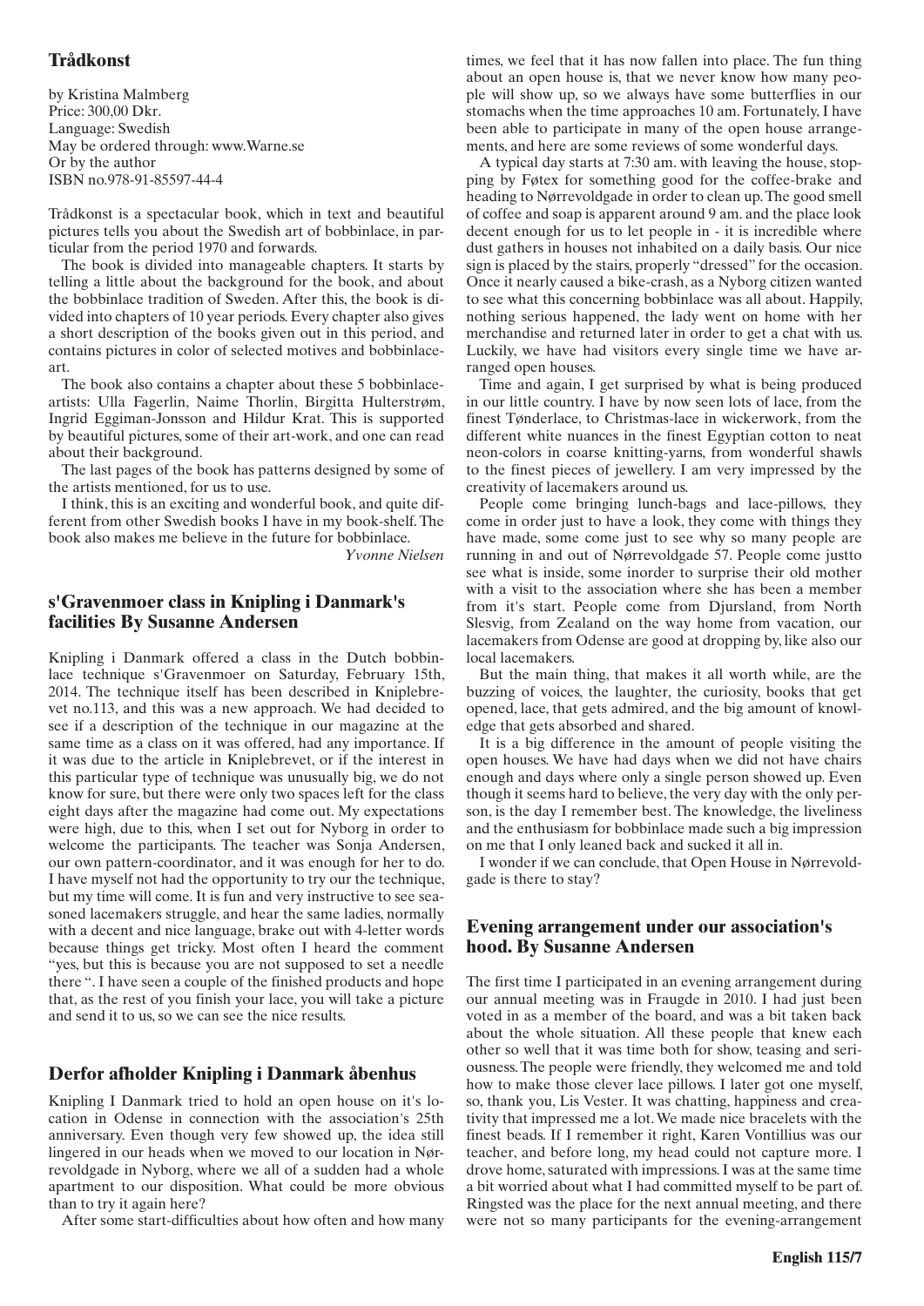## Trådkonst

by Kristina Malmberg
Price: 300,00 Dkr.
Language: Swedish
May be ordered through: www.Warne.se
Or by the author
ISBN no.978-91-85597-44-4

Trådkonst is a spectacular book, which in text and beautiful pictures tells you about the Swedish art of bobbinlace, in particular from the period 1970 and forwards.

The book is divided into manageable chapters. It starts by telling a little about the background for the book, and about the bobbinlace tradition of Sweden. After this, the book is divided into chapters of 10 year periods. Every chapter also gives a short description of the books given out in this period, and contains pictures in color of selected motives and bobbinlace-art.

The book also contains a chapter about these 5 bobbinlace-artists: Ulla Fagerlin, Naime Thorlin, Birgitta Hulterstrøm, Ingrid Eggiman-Jonsson and Hildur Krat. This is supported by beautiful pictures, some of their art-work, and one can read about their background.

The last pages of the book has patterns designed by some of the artists mentioned, for us to use.

I think, this is an exciting and wonderful book, and quite different from other Swedish books I have in my book-shelf. The book also makes me believe in the future for bobbinlace.

*Yvonne Nielsen*

## s'Gravenmoer class in Knipling i Danmark's facilities By Susanne Andersen

Knipling i Danmark offered a class in the Dutch bobbinlace technique s'Gravenmoer on Saturday, February 15th, 2014. The technique itself has been described in Kniplebrevet no.113, and this was a new approach. We had decided to see if a description of the technique in our magazine at the same time as a class on it was offered, had any importance. If it was due to the article in Kniplebrevet, or if the interest in this particular type of technique was unusually big, we do not know for sure, but there were only two spaces left for the class eight days after the magazine had come out. My expectations were high, due to this, when I set out for Nyborg in order to welcome the participants. The teacher was Sonja Andersen, our own pattern-coordinator, and it was enough for her to do. I have myself not had the opportunity to try our the technique, but my time will come. It is fun and very instructive to see seasoned lacemakers struggle, and hear the same ladies, normally with a decent and nice language, brake out with 4-letter words because things get tricky. Most often I heard the comment "yes, but this is because you are not supposed to set a needle there ". I have seen a couple of the finished products and hope that, as the rest of you finish your lace, you will take a picture and send it to us, so we can see the nice results.

## Derfor afholder Knipling i Danmark åbenhus

Knipling I Danmark tried to hold an open house on it's location in Odense in connection with the association's 25th anniversary. Even though very few showed up, the idea still lingered in our heads when we moved to our location in Nørrevoldgade in Nyborg, where we all of a sudden had a whole apartment to our disposition. What could be more obvious than to try it again here?

After some start-difficulties about how often and how many times, we feel that it has now fallen into place. The fun thing about an open house is, that we never know how many people will show up, so we always have some butterflies in our stomachs when the time approaches 10 am. Fortunately, I have been able to participate in many of the open house arrangements, and here are some reviews of some wonderful days.

A typical day starts at 7:30 am. with leaving the house, stopping by Føtex for something good for the coffee-brake and heading to Nørrevoldgade in order to clean up. The good smell of coffee and soap is apparent around 9 am. and the place look decent enough for us to let people in - it is incredible where dust gathers in houses not inhabited on a daily basis. Our nice sign is placed by the stairs, properly "dressed" for the occasion. Once it nearly caused a bike-crash, as a Nyborg citizen wanted to see what this concerning bobbinlace was all about. Happily, nothing serious happened, the lady went on home with her merchandise and returned later in order to get a chat with us. Luckily, we have had visitors every single time we have arranged open houses.

Time and again, I get surprised by what is being produced in our little country. I have by now seen lots of lace, from the finest Tønderlace, to Christmas-lace in wickerwork, from the different white nuances in the finest Egyptian cotton to neat neon-colors in coarse knitting-yarns, from wonderful shawls to the finest pieces of jewellery. I am very impressed by the creativity of lacemakers around us.

People come bringing lunch-bags and lace-pillows, they come in order just to have a look, they come with things they have made, some come just to see why so many people are running in and out of Nørrevoldgade 57. People come justto see what is inside, some inorder to surprise their old mother with a visit to the association where she has been a member from it's start. People come from Djursland, from North Slesvig, from Zealand on the way home from vacation, our lacemakers from Odense are good at dropping by, like also our local lacemakers.

But the main thing, that makes it all worth while, are the buzzing of voices, the laughter, the curiosity, books that get opened, lace, that gets admired, and the big amount of knowledge that gets absorbed and shared.

It is a big difference in the amount of people visiting the open houses. We have had days when we did not have chairs enough and days where only a single person showed up. Even though it seems hard to believe, the very day with the only person, is the day I remember best. The knowledge, the liveliness and the enthusiasm for bobbinlace made such a big impression on me that I only leaned back and sucked it all in.

I wonder if we can conclude, that Open House in Nørrevoldgade is there to stay?

## Evening arrangement under our association's hood. By Susanne Andersen

The first time I participated in an evening arrangement during our annual meeting was in Fraugde in 2010. I had just been voted in as a member of the board, and was a bit taken back about the whole situation. All these people that knew each other so well that it was time both for show, teasing and seriousness. The people were friendly, they welcomed me and told how to make those clever lace pillows. I later got one myself, so, thank you, Lis Vester. It was chatting, happiness and creativity that impressed me a lot. We made nice bracelets with the finest beads. If I remember it right, Karen Vontillius was our teacher, and before long, my head could not capture more. I drove home, saturated with impressions. I was at the same time a bit worried about what I had committed myself to be part of. Ringsted was the place for the next annual meeting, and there were not so many participants for the evening-arrangement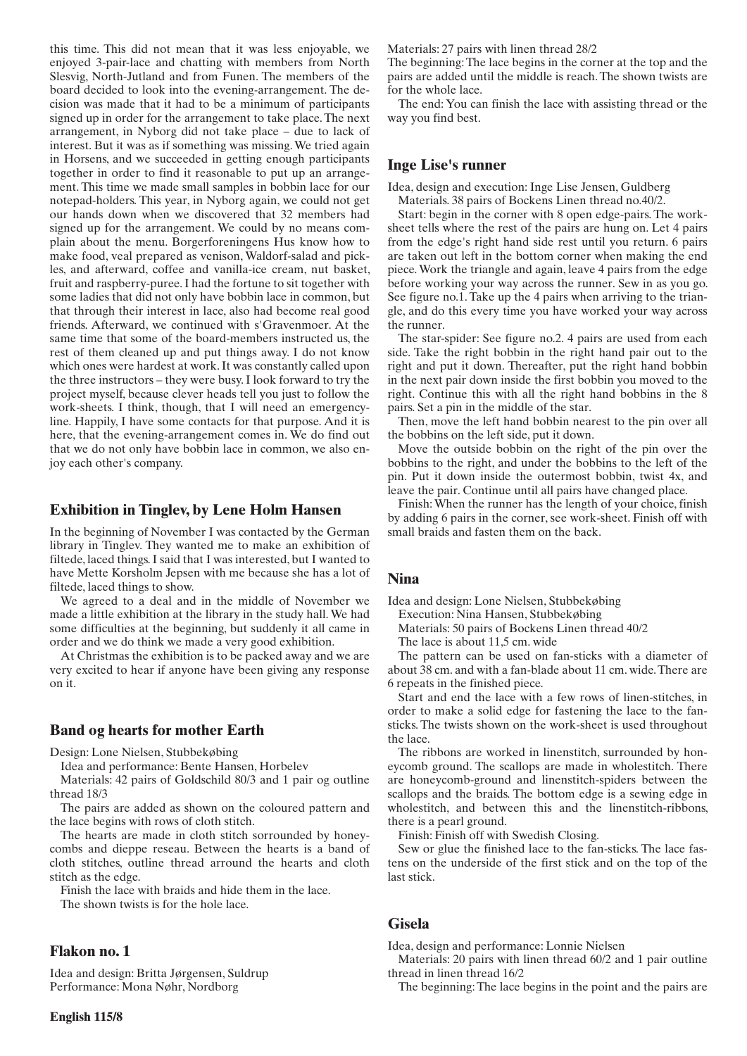this time. This did not mean that it was less enjoyable, we enjoyed 3-pair-lace and chatting with members from North Slesvig, North-Jutland and from Funen. The members of the board decided to look into the evening-arrangement. The decision was made that it had to be a minimum of participants signed up in order for the arrangement to take place. The next arrangement, in Nyborg did not take place – due to lack of interest. But it was as if something was missing. We tried again in Horsens, and we succeeded in getting enough participants together in order to find it reasonable to put up an arrangement. This time we made small samples in bobbin lace for our notepad-holders. This year, in Nyborg again, we could not get our hands down when we discovered that 32 members had signed up for the arrangement. We could by no means complain about the menu. Borgerforeningens Hus know how to make food, veal prepared as venison, Waldorf-salad and pickles, and afterward, coffee and vanilla-ice cream, nut basket, fruit and raspberry-puree. I had the fortune to sit together with some ladies that did not only have bobbin lace in common, but that through their interest in lace, also had become real good friends. Afterward, we continued with s'Gravenmoer. At the same time that some of the board-members instructed us, the rest of them cleaned up and put things away. I do not know which ones were hardest at work. It was constantly called upon the three instructors – they were busy. I look forward to try the project myself, because clever heads tell you just to follow the work-sheets. I think, though, that I will need an emergency-line. Happily, I have some contacts for that purpose. And it is here, that the evening-arrangement comes in. We do find out that we do not only have bobbin lace in common, we also enjoy each other's company.

## Exhibition in Tinglev, by Lene Holm Hansen

In the beginning of November I was contacted by the German library in Tinglev. They wanted me to make an exhibition of filtede, laced things. I said that I was interested, but I wanted to have Mette Korsholm Jepsen with me because she has a lot of filtede, laced things to show.

We agreed to a deal and in the middle of November we made a little exhibition at the library in the study hall. We had some difficulties at the beginning, but suddenly it all came in order and we do think we made a very good exhibition.

At Christmas the exhibition is to be packed away and we are very excited to hear if anyone have been giving any response on it.

## Band og hearts for mother Earth

Design: Lone Nielsen, Stubbekøbing

Idea and performance: Bente Hansen, Horbelev

Materials: 42 pairs of Goldschild 80/3 and 1 pair og outline thread 18/3

The pairs are added as shown on the coloured pattern and the lace begins with rows of cloth stitch.

The hearts are made in cloth stitch sorrounded by honeycombs and dieppe reseau. Between the hearts is a band of cloth stitches, outline thread arround the hearts and cloth stitch as the edge.

Finish the lace with braids and hide them in the lace.

The shown twists is for the hole lace.

## Flakon no. 1

Idea and design: Britta Jørgensen, Suldrup
Performance: Mona Nøhr, Nordborg

Materials: 27 pairs with linen thread 28/2

The beginning: The lace begins in the corner at the top and the pairs are added until the middle is reach. The shown twists are for the whole lace.

The end: You can finish the lace with assisting thread or the way you find best.

## Inge Lise's runner

Idea, design and execution: Inge Lise Jensen, Guldberg

Materials. 38 pairs of Bockens Linen thread no.40/2.

Start: begin in the corner with 8 open edge-pairs. The worksheet tells where the rest of the pairs are hung on. Let 4 pairs from the edge's right hand side rest until you return. 6 pairs are taken out left in the bottom corner when making the end piece. Work the triangle and again, leave 4 pairs from the edge before working your way across the runner. Sew in as you go. See figure no.1. Take up the 4 pairs when arriving to the triangle, and do this every time you have worked your way across the runner.

The star-spider: See figure no.2. 4 pairs are used from each side. Take the right bobbin in the right hand pair out to the right and put it down. Thereafter, put the right hand bobbin in the next pair down inside the first bobbin you moved to the right. Continue this with all the right hand bobbins in the 8 pairs. Set a pin in the middle of the star.

Then, move the left hand bobbin nearest to the pin over all the bobbins on the left side, put it down.

Move the outside bobbin on the right of the pin over the bobbins to the right, and under the bobbins to the left of the pin. Put it down inside the outermost bobbin, twist 4x, and leave the pair. Continue until all pairs have changed place.

Finish: When the runner has the length of your choice, finish by adding 6 pairs in the corner, see work-sheet. Finish off with small braids and fasten them on the back.

## Nina

Idea and design: Lone Nielsen, Stubbekøbing

Execution: Nina Hansen, Stubbekøbing

Materials: 50 pairs of Bockens Linen thread 40/2

The lace is about 11,5 cm. wide

The pattern can be used on fan-sticks with a diameter of about 38 cm. and with a fan-blade about 11 cm. wide. There are 6 repeats in the finished piece.

Start and end the lace with a few rows of linen-stitches, in order to make a solid edge for fastening the lace to the fan-sticks. The twists shown on the work-sheet is used throughout the lace.

The ribbons are worked in linenstitch, surrounded by honeycomb ground. The scallops are made in wholestitch. There are honeycomb-ground and linenstitch-spiders between the scallops and the braids. The bottom edge is a sewing edge in wholestitch, and between this and the linenstitch-ribbons, there is a pearl ground.

Finish: Finish off with Swedish Closing.

Sew or glue the finished lace to the fan-sticks. The lace fastens on the underside of the first stick and on the top of the last stick.

## Gisela

Idea, design and performance: Lonnie Nielsen

Materials: 20 pairs with linen thread 60/2 and 1 pair outline thread in linen thread 16/2

The beginning: The lace begins in the point and the pairs are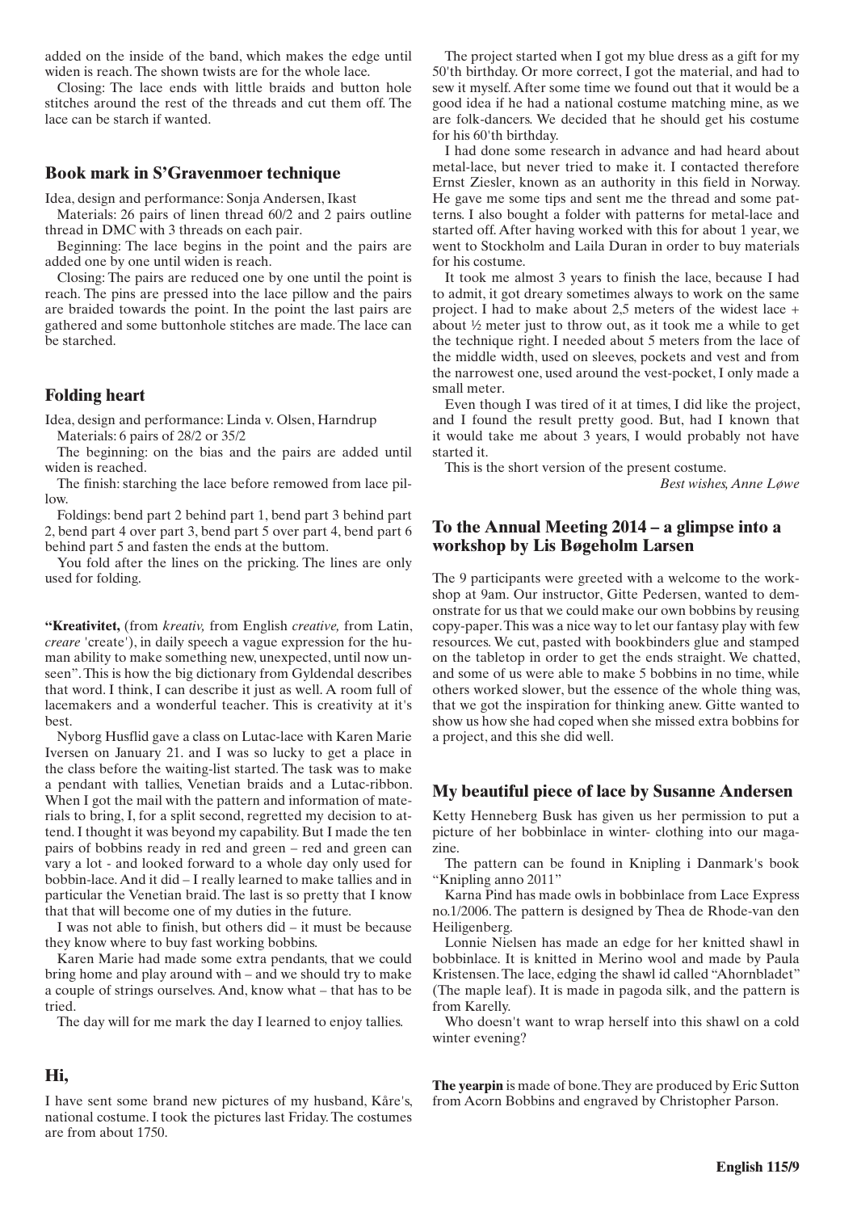added on the inside of the band, which makes the edge until widen is reach. The shown twists are for the whole lace.

Closing: The lace ends with little braids and button hole stitches around the rest of the threads and cut them off. The lace can be starch if wanted.

## Book mark in S'Gravenmoer technique

Idea, design and performance: Sonja Andersen, Ikast

Materials: 26 pairs of linen thread 60/2 and 2 pairs outline thread in DMC with 3 threads on each pair.

Beginning: The lace begins in the point and the pairs are added one by one until widen is reach.

Closing: The pairs are reduced one by one until the point is reach. The pins are pressed into the lace pillow and the pairs are braided towards the point. In the point the last pairs are gathered and some buttonhole stitches are made. The lace can be starched.

## Folding heart

Idea, design and performance: Linda v. Olsen, Harndrup

Materials: 6 pairs of 28/2 or 35/2

The beginning: on the bias and the pairs are added until widen is reached.

The finish: starching the lace before remowed from lace pillow.

Foldings: bend part 2 behind part 1, bend part 3 behind part 2, bend part 4 over part 3, bend part 5 over part 4, bend part 6 behind part 5 and fasten the ends at the buttom.

You fold after the lines on the pricking. The lines are only used for folding.

**"Kreativitet,** (from *kreativ,* from English *creative,* from Latin, *creare* 'create'), in daily speech a vague expression for the human ability to make something new, unexpected, until now unseen". This is how the big dictionary from Gyldendal describes that word. I think, I can describe it just as well. A room full of lacemakers and a wonderful teacher. This is creativity at it's best.

Nyborg Husflid gave a class on Lutac-lace with Karen Marie Iversen on January 21. and I was so lucky to get a place in the class before the waiting-list started. The task was to make a pendant with tallies, Venetian braids and a Lutac-ribbon. When I got the mail with the pattern and information of materials to bring, I, for a split second, regretted my decision to attend. I thought it was beyond my capability. But I made the ten pairs of bobbins ready in red and green – red and green can vary a lot - and looked forward to a whole day only used for bobbin-lace. And it did – I really learned to make tallies and in particular the Venetian braid. The last is so pretty that I know that that will become one of my duties in the future.

I was not able to finish, but others did – it must be because they know where to buy fast working bobbins.

Karen Marie had made some extra pendants, that we could bring home and play around with – and we should try to make a couple of strings ourselves. And, know what – that has to be tried.

The day will for me mark the day I learned to enjoy tallies.

## Hi,

I have sent some brand new pictures of my husband, Kåre's, national costume. I took the pictures last Friday. The costumes are from about 1750.

The project started when I got my blue dress as a gift for my 50'th birthday. Or more correct, I got the material, and had to sew it myself. After some time we found out that it would be a good idea if he had a national costume matching mine, as we are folk-dancers. We decided that he should get his costume for his 60'th birthday.

I had done some research in advance and had heard about metal-lace, but never tried to make it. I contacted therefore Ernst Ziesler, known as an authority in this field in Norway. He gave me some tips and sent me the thread and some patterns. I also bought a folder with patterns for metal-lace and started off. After having worked with this for about 1 year, we went to Stockholm and Laila Duran in order to buy materials for his costume.

It took me almost 3 years to finish the lace, because I had to admit, it got dreary sometimes always to work on the same project. I had to make about 2,5 meters of the widest lace + about ½ meter just to throw out, as it took me a while to get the technique right. I needed about 5 meters from the lace of the middle width, used on sleeves, pockets and vest and from the narrowest one, used around the vest-pocket, I only made a small meter.

Even though I was tired of it at times, I did like the project, and I found the result pretty good. But, had I known that it would take me about 3 years, I would probably not have started it.

This is the short version of the present costume.

*Best wishes, Anne Løwe*

## To the Annual Meeting 2014 – a glimpse into a workshop by Lis Bøgeholm Larsen

The 9 participants were greeted with a welcome to the workshop at 9am. Our instructor, Gitte Pedersen, wanted to demonstrate for us that we could make our own bobbins by reusing copy-paper. This was a nice way to let our fantasy play with few resources. We cut, pasted with bookbinders glue and stamped on the tabletop in order to get the ends straight. We chatted, and some of us were able to make 5 bobbins in no time, while others worked slower, but the essence of the whole thing was, that we got the inspiration for thinking anew. Gitte wanted to show us how she had coped when she missed extra bobbins for a project, and this she did well.

## My beautiful piece of lace by Susanne Andersen

Ketty Henneberg Busk has given us her permission to put a picture of her bobbinlace in winter- clothing into our magazine.

The pattern can be found in Knipling i Danmark's book "Knipling anno 2011"

Karna Pind has made owls in bobbinlace from Lace Express no.1/2006. The pattern is designed by Thea de Rhode-van den Heiligenberg.

Lonnie Nielsen has made an edge for her knitted shawl in bobbinlace. It is knitted in Merino wool and made by Paula Kristensen. The lace, edging the shawl id called "Ahornbladet" (The maple leaf). It is made in pagoda silk, and the pattern is from Karelly.

Who doesn't want to wrap herself into this shawl on a cold winter evening?

**The yearpin** is made of bone. They are produced by Eric Sutton from Acorn Bobbins and engraved by Christopher Parson.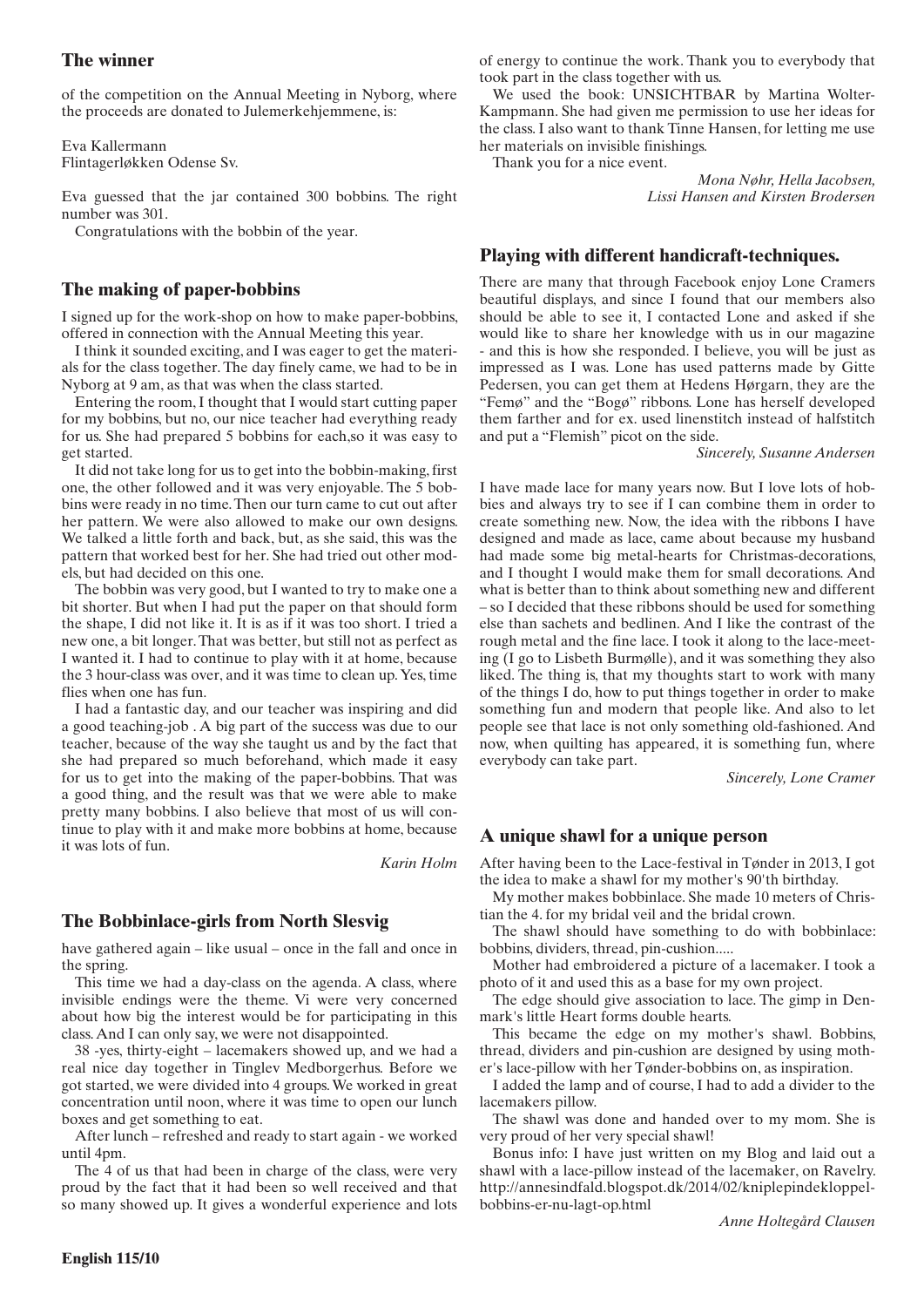## The winner

of the competition on the Annual Meeting in Nyborg, where the proceeds are donated to Julemerkehjemmene, is:

Eva Kallermann
Flintagerløkken Odense Sv.

Eva guessed that the jar contained 300 bobbins. The right number was 301.

Congratulations with the bobbin of the year.

## The making of paper-bobbins

I signed up for the work-shop on how to make paper-bobbins, offered in connection with the Annual Meeting this year.

I think it sounded exciting, and I was eager to get the materials for the class together. The day finely came, we had to be in Nyborg at 9 am, as that was when the class started.

Entering the room, I thought that I would start cutting paper for my bobbins, but no, our nice teacher had everything ready for us. She had prepared 5 bobbins for each,so it was easy to get started.

It did not take long for us to get into the bobbin-making, first one, the other followed and it was very enjoyable. The 5 bobbins were ready in no time. Then our turn came to cut out after her pattern. We were also allowed to make our own designs. We talked a little forth and back, but, as she said, this was the pattern that worked best for her. She had tried out other models, but had decided on this one.

The bobbin was very good, but I wanted to try to make one a bit shorter. But when I had put the paper on that should form the shape, I did not like it. It is as if it was too short. I tried a new one, a bit longer. That was better, but still not as perfect as I wanted it. I had to continue to play with it at home, because the 3 hour-class was over, and it was time to clean up. Yes, time flies when one has fun.

I had a fantastic day, and our teacher was inspiring and did a good teaching-job . A big part of the success was due to our teacher, because of the way she taught us and by the fact that she had prepared so much beforehand, which made it easy for us to get into the making of the paper-bobbins. That was a good thing, and the result was that we were able to make pretty many bobbins. I also believe that most of us will continue to play with it and make more bobbins at home, because it was lots of fun.

*Karin Holm*

## The Bobbinlace-girls from North Slesvig

have gathered again – like usual – once in the fall and once in the spring.

This time we had a day-class on the agenda. A class, where invisible endings were the theme. Vi were very concerned about how big the interest would be for participating in this class. And I can only say, we were not disappointed.

38 -yes, thirty-eight – lacemakers showed up, and we had a real nice day together in Tinglev Medborgerhus. Before we got started, we were divided into 4 groups. We worked in great concentration until noon, where it was time to open our lunch boxes and get something to eat.

After lunch – refreshed and ready to start again - we worked until 4pm.

The 4 of us that had been in charge of the class, were very proud by the fact that it had been so well received and that so many showed up. It gives a wonderful experience and lots of energy to continue the work. Thank you to everybody that took part in the class together with us.

We used the book: UNSICHTBAR by Martina Wolter-Kampmann. She had given me permission to use her ideas for the class. I also want to thank Tinne Hansen, for letting me use her materials on invisible finishings.

Thank you for a nice event.

*Mona Nøhr, Hella Jacobsen,*
*Lissi Hansen and Kirsten Brodersen*

## Playing with different handicraft-techniques.

There are many that through Facebook enjoy Lone Cramers beautiful displays, and since I found that our members also should be able to see it, I contacted Lone and asked if she would like to share her knowledge with us in our magazine - and this is how she responded. I believe, you will be just as impressed as I was. Lone has used patterns made by Gitte Pedersen, you can get them at Hedens Hørgarn, they are the "Femø" and the "Bogø" ribbons. Lone has herself developed them farther and for ex. used linenstitch instead of halfstitch and put a "Flemish" picot on the side.

*Sincerely, Susanne Andersen*

I have made lace for many years now. But I love lots of hobbies and always try to see if I can combine them in order to create something new. Now, the idea with the ribbons I have designed and made as lace, came about because my husband had made some big metal-hearts for Christmas-decorations, and I thought I would make them for small decorations. And what is better than to think about something new and different – so I decided that these ribbons should be used for something else than sachets and bedlinen. And I like the contrast of the rough metal and the fine lace. I took it along to the lace-meeting (I go to Lisbeth Burmølle), and it was something they also liked. The thing is, that my thoughts start to work with many of the things I do, how to put things together in order to make something fun and modern that people like. And also to let people see that lace is not only something old-fashioned. And now, when quilting has appeared, it is something fun, where everybody can take part.

*Sincerely, Lone Cramer*

## A unique shawl for a unique person

After having been to the Lace-festival in Tønder in 2013, I got the idea to make a shawl for my mother's 90'th birthday.

My mother makes bobbinlace. She made 10 meters of Christian the 4. for my bridal veil and the bridal crown.

The shawl should have something to do with bobbinlace: bobbins, dividers, thread, pin-cushion.....

Mother had embroidered a picture of a lacemaker. I took a photo of it and used this as a base for my own project.

The edge should give association to lace. The gimp in Denmark's little Heart forms double hearts.

This became the edge on my mother's shawl. Bobbins, thread, dividers and pin-cushion are designed by using mother's lace-pillow with her Tønder-bobbins on, as inspiration.

I added the lamp and of course, I had to add a divider to the lacemakers pillow.

The shawl was done and handed over to my mom. She is very proud of her very special shawl!

Bonus info: I have just written on my Blog and laid out a shawl with a lace-pillow instead of the lacemaker, on Ravelry. http://annesindfald.blogspot.dk/2014/02/kniplepindekloppel-bobbins-er-nu-lagt-op.html

*Anne Holtegård Clausen*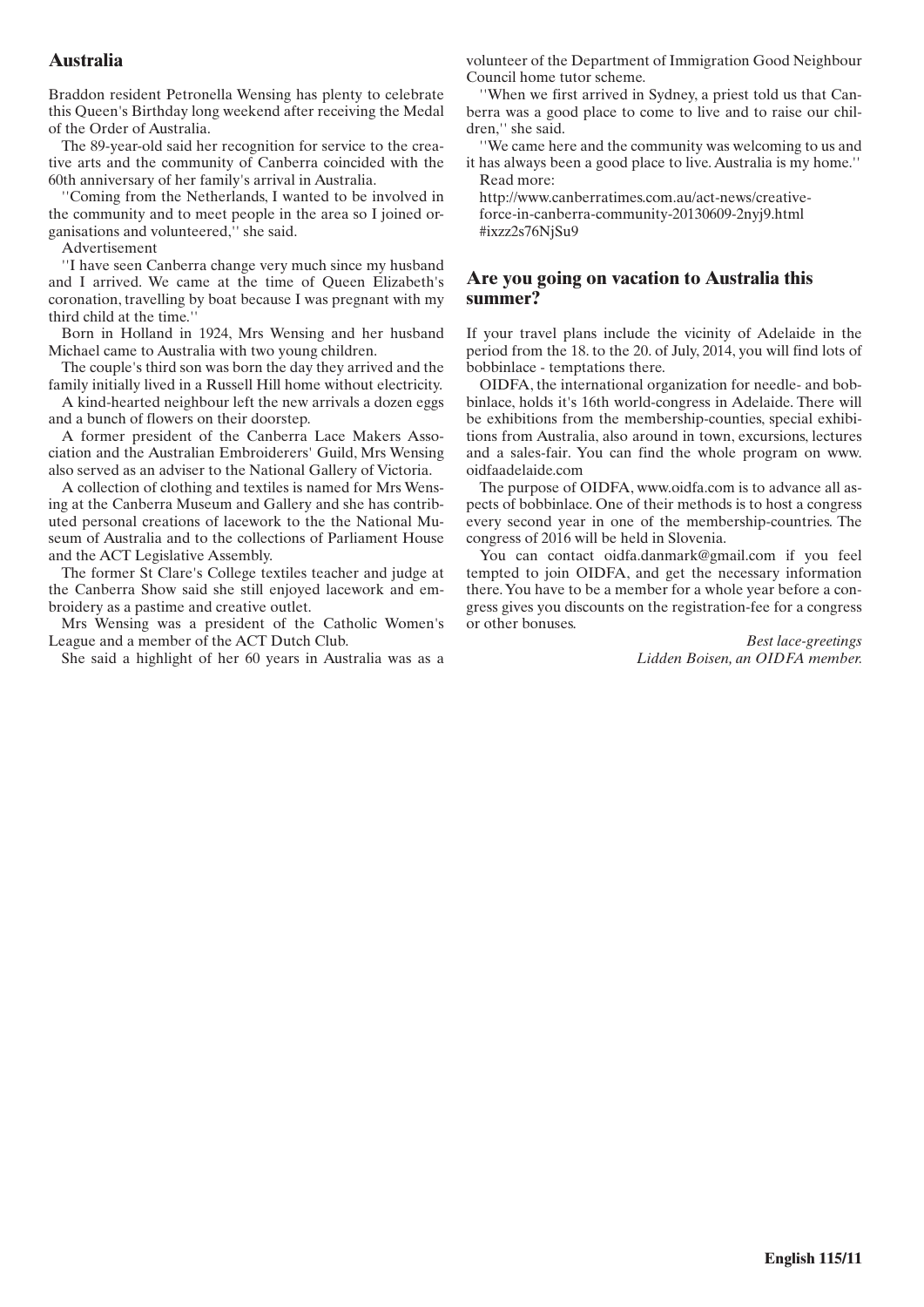## Australia

Braddon resident Petronella Wensing has plenty to celebrate this Queen's Birthday long weekend after receiving the Medal of the Order of Australia.

The 89-year-old said her recognition for service to the creative arts and the community of Canberra coincided with the 60th anniversary of her family's arrival in Australia.

''Coming from the Netherlands, I wanted to be involved in the community and to meet people in the area so I joined organisations and volunteered,'' she said.

Advertisement

''I have seen Canberra change very much since my husband and I arrived. We came at the time of Queen Elizabeth's coronation, travelling by boat because I was pregnant with my third child at the time.''

Born in Holland in 1924, Mrs Wensing and her husband Michael came to Australia with two young children.

The couple's third son was born the day they arrived and the family initially lived in a Russell Hill home without electricity.

A kind-hearted neighbour left the new arrivals a dozen eggs and a bunch of flowers on their doorstep.

A former president of the Canberra Lace Makers Association and the Australian Embroiderers' Guild, Mrs Wensing also served as an adviser to the National Gallery of Victoria.

A collection of clothing and textiles is named for Mrs Wensing at the Canberra Museum and Gallery and she has contributed personal creations of lacework to the the National Museum of Australia and to the collections of Parliament House and the ACT Legislative Assembly.

The former St Clare's College textiles teacher and judge at the Canberra Show said she still enjoyed lacework and embroidery as a pastime and creative outlet.

Mrs Wensing was a president of the Catholic Women's League and a member of the ACT Dutch Club.

She said a highlight of her 60 years in Australia was as a volunteer of the Department of Immigration Good Neighbour Council home tutor scheme.

''When we first arrived in Sydney, a priest told us that Canberra was a good place to come to live and to raise our children,'' she said.

''We came here and the community was welcoming to us and it has always been a good place to live. Australia is my home.''

Read more:
http://www.canberratimes.com.au/act-news/creative-force-in-canberra-community-20130609-2nyj9.html#ixzz2s76NjSu9

## Are you going on vacation to Australia this summer?

If your travel plans include the vicinity of Adelaide in the period from the 18. to the 20. of July, 2014, you will find lots of bobbinlace - temptations there.

OIDFA, the international organization for needle- and bobbinlace, holds it's 16th world-congress in Adelaide. There will be exhibitions from the membership-counties, special exhibitions from Australia, also around in town, excursions, lectures and a sales-fair. You can find the whole program on www.oidfaadelaide.com

The purpose of OIDFA, www.oidfa.com is to advance all aspects of bobbinlace. One of their methods is to host a congress every second year in one of the membership-countries. The congress of 2016 will be held in Slovenia.

You can contact oidfa.danmark@gmail.com if you feel tempted to join OIDFA, and get the necessary information there. You have to be a member for a whole year before a congress gives you discounts on the registration-fee for a congress or other bonuses.

*Best lace-greetings*
*Lidden Boisen, an OIDFA member.*